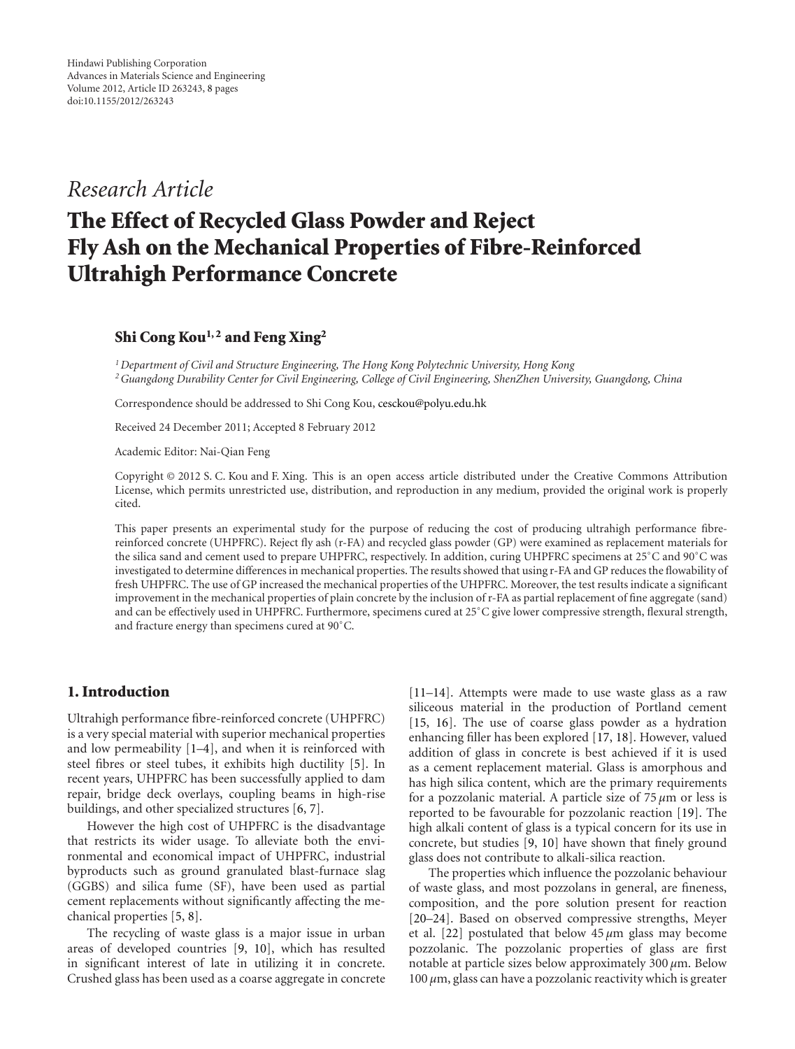Hindawi Publishing Corporation
Advances in Materials Science and Engineering
Volume 2012, Article ID 263243, 8 pages
doi:10.1155/2012/263243

*Research Article*

# The Effect of Recycled Glass Powder and Reject Fly Ash on the Mechanical Properties of Fibre-Reinforced Ultrahigh Performance Concrete

**Shi Cong Kou[1,2] and Feng Xing[2]**

[1] *Department of Civil and Structure Engineering, The Hong Kong Polytechnic University, Hong Kong*
[2] *Guangdong Durability Center for Civil Engineering, College of Civil Engineering, ShenZhen University, Guangdong, China*

Correspondence should be addressed to Shi Cong Kou, cesckou@polyu.edu.hk

Received 24 December 2011; Accepted 8 February 2012

Academic Editor: Nai-Qian Feng

Copyright © 2012 S. C. Kou and F. Xing. This is an open access article distributed under the Creative Commons Attribution License, which permits unrestricted use, distribution, and reproduction in any medium, provided the original work is properly cited.

This paper presents an experimental study for the purpose of reducing the cost of producing ultrahigh performance fibre-reinforced concrete (UHPFRC). Reject fly ash (r-FA) and recycled glass powder (GP) were examined as replacement materials for the silica sand and cement used to prepare UHPFRC, respectively. In addition, curing UHPFRC specimens at 25°C and 90°C was investigated to determine differences in mechanical properties. The results showed that using r-FA and GP reduces the flowability of fresh UHPFRC. The use of GP increased the mechanical properties of the UHPFRC. Moreover, the test results indicate a significant improvement in the mechanical properties of plain concrete by the inclusion of r-FA as partial replacement of fine aggregate (sand) and can be effectively used in UHPFRC. Furthermore, specimens cured at 25°C give lower compressive strength, flexural strength, and fracture energy than specimens cured at 90°C.

## 1. Introduction

Ultrahigh performance fibre-reinforced concrete (UHPFRC) is a very special material with superior mechanical properties and low permeability [1–4], and when it is reinforced with steel fibres or steel tubes, it exhibits high ductility [5]. In recent years, UHPFRC has been successfully applied to dam repair, bridge deck overlays, coupling beams in high-rise buildings, and other specialized structures [6, 7].

However the high cost of UHPFRC is the disadvantage that restricts its wider usage. To alleviate both the environmental and economical impact of UHPFRC, industrial byproducts such as ground granulated blast-furnace slag (GGBS) and silica fume (SF), have been used as partial cement replacements without significantly affecting the mechanical properties [5, 8].

The recycling of waste glass is a major issue in urban areas of developed countries [9, 10], which has resulted in significant interest of late in utilizing it in concrete. Crushed glass has been used as a coarse aggregate in concrete [11–14]. Attempts were made to use waste glass as a raw siliceous material in the production of Portland cement [15, 16]. The use of coarse glass powder as a hydration enhancing filler has been explored [17, 18]. However, valued addition of glass in concrete is best achieved if it is used as a cement replacement material. Glass is amorphous and has high silica content, which are the primary requirements for a pozzolanic material. A particle size of 75 $\mu$m or less is reported to be favourable for pozzolanic reaction [19]. The high alkali content of glass is a typical concern for its use in concrete, but studies [9, 10] have shown that finely ground glass does not contribute to alkali-silica reaction.

The properties which influence the pozzolanic behaviour of waste glass, and most pozzolans in general, are fineness, composition, and the pore solution present for reaction [20–24]. Based on observed compressive strengths, Meyer et al. [22] postulated that below 45 $\mu$m glass may become pozzolanic. The pozzolanic properties of glass are first notable at particle sizes below approximately 300 $\mu$m. Below 100 $\mu$m, glass can have a pozzolanic reactivity which is greater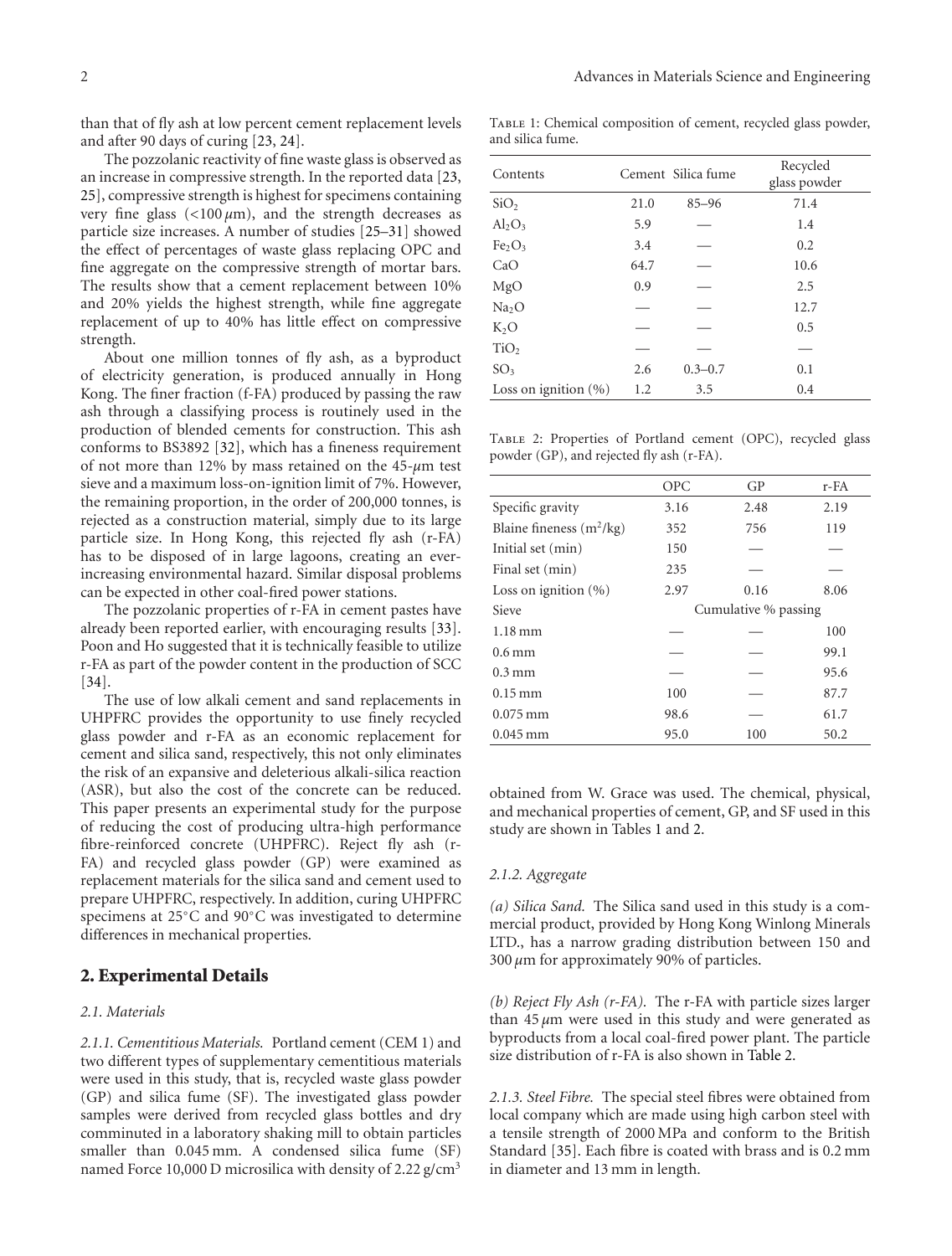than that of fly ash at low percent cement replacement levels and after 90 days of curing [23, 24].

The pozzolanic reactivity of fine waste glass is observed as an increase in compressive strength. In the reported data [23, 25], compressive strength is highest for specimens containing very fine glass (<100 $\mu$m), and the strength decreases as particle size increases. A number of studies [25–31] showed the effect of percentages of waste glass replacing OPC and fine aggregate on the compressive strength of mortar bars. The results show that a cement replacement between 10% and 20% yields the highest strength, while fine aggregate replacement of up to 40% has little effect on compressive strength.

About one million tonnes of fly ash, as a byproduct of electricity generation, is produced annually in Hong Kong. The finer fraction (f-FA) produced by passing the raw ash through a classifying process is routinely used in the production of blended cements for construction. This ash conforms to BS3892 [32], which has a fineness requirement of not more than 12% by mass retained on the 45-$\mu$m test sieve and a maximum loss-on-ignition limit of 7%. However, the remaining proportion, in the order of 200,000 tonnes, is rejected as a construction material, simply due to its large particle size. In Hong Kong, this rejected fly ash (r-FA) has to be disposed of in large lagoons, creating an ever-increasing environmental hazard. Similar disposal problems can be expected in other coal-fired power stations.

The pozzolanic properties of r-FA in cement pastes have already been reported earlier, with encouraging results [33]. Poon and Ho suggested that it is technically feasible to utilize r-FA as part of the powder content in the production of SCC [34].

The use of low alkali cement and sand replacements in UHPFRC provides the opportunity to use finely recycled glass powder and r-FA as an economic replacement for cement and silica sand, respectively, this not only eliminates the risk of an expansive and deleterious alkali-silica reaction (ASR), but also the cost of the concrete can be reduced. This paper presents an experimental study for the purpose of reducing the cost of producing ultra-high performance fibre-reinforced concrete (UHPFRC). Reject fly ash (r-FA) and recycled glass powder (GP) were examined as replacement materials for the silica sand and cement used to prepare UHPFRC, respectively. In addition, curing UHPFRC specimens at 25°C and 90°C was investigated to determine differences in mechanical properties.

## 2. Experimental Details

### 2.1. Materials

*2.1.1. Cementitious Materials.* Portland cement (CEM 1) and two different types of supplementary cementitious materials were used in this study, that is, recycled waste glass powder (GP) and silica fume (SF). The investigated glass powder samples were derived from recycled glass bottles and dry comminuted in a laboratory shaking mill to obtain particles smaller than 0.045 mm. A condensed silica fume (SF) named Force 10,000 D microsilica with density of 2.22 g/cm$^3$ obtained from W. Grace was used. The chemical, physical, and mechanical properties of cement, GP, and SF used in this study are shown in Tables 1 and 2.

Table 1: Chemical composition of cement, recycled glass powder, and silica fume.

| Contents | Cement | Silica fume | Recycled glass powder |
|---|---|---|---|
| $SiO_2$ | 21.0 | 85–96 | 71.4 |
| $Al_2O_3$ | 5.9 | — | 1.4 |
| $Fe_2O_3$ | 3.4 | — | 0.2 |
| CaO | 64.7 | — | 10.6 |
| MgO | 0.9 | — | 2.5 |
| $Na_2O$ | — | — | 12.7 |
| $K_2O$ | — | — | 0.5 |
| $TiO_2$ | — | — | — |
| $SO_3$ | 2.6 | 0.3–0.7 | 0.1 |
| Loss on ignition (%) | 1.2 | 3.5 | 0.4 |

Table 2: Properties of Portland cement (OPC), recycled glass powder (GP), and rejected fly ash (r-FA).

| | OPC | GP | r-FA |
|---|---|---|---|
| Specific gravity | 3.16 | 2.48 | 2.19 |
| Blaine fineness ($m^2$/kg) | 352 | 756 | 119 |
| Initial set (min) | 150 | — | — |
| Final set (min) | 235 | — | — |
| Loss on ignition (%) | 2.97 | 0.16 | 8.06 |
| Sieve | Cumulative % passing | | |
| 1.18 mm | — | — | 100 |
| 0.6 mm | — | — | 99.1 |
| 0.3 mm | — | — | 95.6 |
| 0.15 mm | 100 | — | 87.7 |
| 0.075 mm | 98.6 | — | 61.7 |
| 0.045 mm | 95.0 | 100 | 50.2 |

*2.1.2. Aggregate*

*(a) Silica Sand.* The Silica sand used in this study is a commercial product, provided by Hong Kong Winlong Minerals LTD., has a narrow grading distribution between 150 and 300 $\mu$m for approximately 90% of particles.

*(b) Reject Fly Ash (r-FA).* The r-FA with particle sizes larger than 45 $\mu$m were used in this study and were generated as byproducts from a local coal-fired power plant. The particle size distribution of r-FA is also shown in Table 2.

*2.1.3. Steel Fibre.* The special steel fibres were obtained from local company which are made using high carbon steel with a tensile strength of 2000 MPa and conform to the British Standard [35]. Each fibre is coated with brass and is 0.2 mm in diameter and 13 mm in length.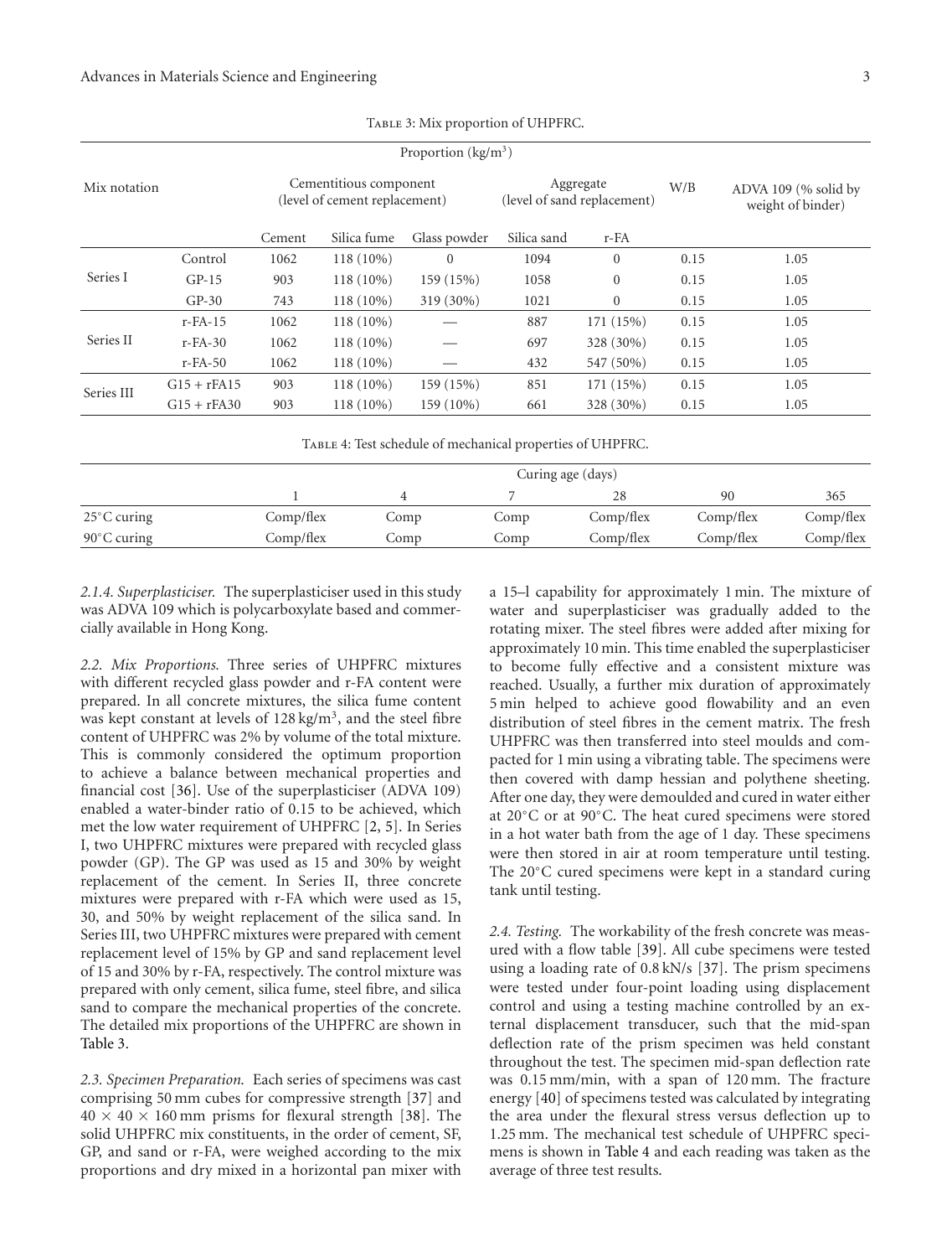Table 3: Mix proportion of UHPFRC.

| Mix notation | | Proportion (kg/m$^3$) | | | | | | |
|---|---|---|---|---|---|---|---|---|
| | | Cementitious component (level of cement replacement) | | | Aggregate (level of sand replacement) | | W/B | ADVA 109 (% solid by weight of binder) |
| | | Cement | Silica fume | Glass powder | Silica sand | r-FA | | |
| Series I | Control | 1062 | 118 (10%) | 0 | 1094 | 0 | 0.15 | 1.05 |
| | GP-15 | 903 | 118 (10%) | 159 (15%) | 1058 | 0 | 0.15 | 1.05 |
| | GP-30 | 743 | 118 (10%) | 319 (30%) | 1021 | 0 | 0.15 | 1.05 |
| Series II | r-FA-15 | 1062 | 118 (10%) | — | 887 | 171 (15%) | 0.15 | 1.05 |
| | r-FA-30 | 1062 | 118 (10%) | — | 697 | 328 (30%) | 0.15 | 1.05 |
| | r-FA-50 | 1062 | 118 (10%) | — | 432 | 547 (50%) | 0.15 | 1.05 |
| Series III | G15 + rFA15 | 903 | 118 (10%) | 159 (15%) | 851 | 171 (15%) | 0.15 | 1.05 |
| | G15 + rFA30 | 903 | 118 (10%) | 159 (10%) | 661 | 328 (30%) | 0.15 | 1.05 |

Table 4: Test schedule of mechanical properties of UHPFRC.

| | Curing age (days) | | | | | |
|---|---|---|---|---|---|---|
| | 1 | 4 | 7 | 28 | 90 | 365 |
| 25°C curing | Comp/flex | Comp | Comp | Comp/flex | Comp/flex | Comp/flex |
| 90°C curing | Comp/flex | Comp | Comp | Comp/flex | Comp/flex | Comp/flex |

*2.1.4. Superplasticiser.* The superplasticiser used in this study was ADVA 109 which is polycarboxylate based and commercially available in Hong Kong.

*2.2. Mix Proportions.* Three series of UHPFRC mixtures with different recycled glass powder and r-FA content were prepared. In all concrete mixtures, the silica fume content was kept constant at levels of 128 kg/m$^3$, and the steel fibre content of UHPFRC was 2% by volume of the total mixture. This is commonly considered the optimum proportion to achieve a balance between mechanical properties and financial cost [36]. Use of the superplasticiser (ADVA 109) enabled a water-binder ratio of 0.15 to be achieved, which met the low water requirement of UHPFRC [2, 5]. In Series I, two UHPFRC mixtures were prepared with recycled glass powder (GP). The GP was used as 15 and 30% by weight replacement of the cement. In Series II, three concrete mixtures were prepared with r-FA which were used as 15, 30, and 50% by weight replacement of the silica sand. In Series III, two UHPFRC mixtures were prepared with cement replacement level of 15% by GP and sand replacement level of 15 and 30% by r-FA, respectively. The control mixture was prepared with only cement, silica fume, steel fibre, and silica sand to compare the mechanical properties of the concrete. The detailed mix proportions of the UHPFRC are shown in Table 3.

*2.3. Specimen Preparation.* Each series of specimens was cast comprising 50 mm cubes for compressive strength [37] and 40 × 40 × 160 mm prisms for flexural strength [38]. The solid UHPFRC mix constituents, in the order of cement, SF, GP, and sand or r-FA, were weighed according to the mix proportions and dry mixed in a horizontal pan mixer with a 15–l capability for approximately 1 min. The mixture of water and superplasticiser was gradually added to the rotating mixer. The steel fibres were added after mixing for approximately 10 min. This time enabled the superplasticiser to become fully effective and a consistent mixture was reached. Usually, a further mix duration of approximately 5 min helped to achieve good flowability and an even distribution of steel fibres in the cement matrix. The fresh UHPFRC was then transferred into steel moulds and compacted for 1 min using a vibrating table. The specimens were then covered with damp hessian and polythene sheeting. After one day, they were demoulded and cured in water either at 20°C or at 90°C. The heat cured specimens were stored in a hot water bath from the age of 1 day. These specimens were then stored in air at room temperature until testing. The 20°C cured specimens were kept in a standard curing tank until testing.

*2.4. Testing.* The workability of the fresh concrete was measured with a flow table [39]. All cube specimens were tested using a loading rate of 0.8 kN/s [37]. The prism specimens were tested under four-point loading using displacement control and using a testing machine controlled by an external displacement transducer, such that the mid-span deflection rate of the prism specimen was held constant throughout the test. The specimen mid-span deflection rate was 0.15 mm/min, with a span of 120 mm. The fracture energy [40] of specimens tested was calculated by integrating the area under the flexural stress versus deflection up to 1.25 mm. The mechanical test schedule of UHPFRC specimens is shown in Table 4 and each reading was taken as the average of three test results.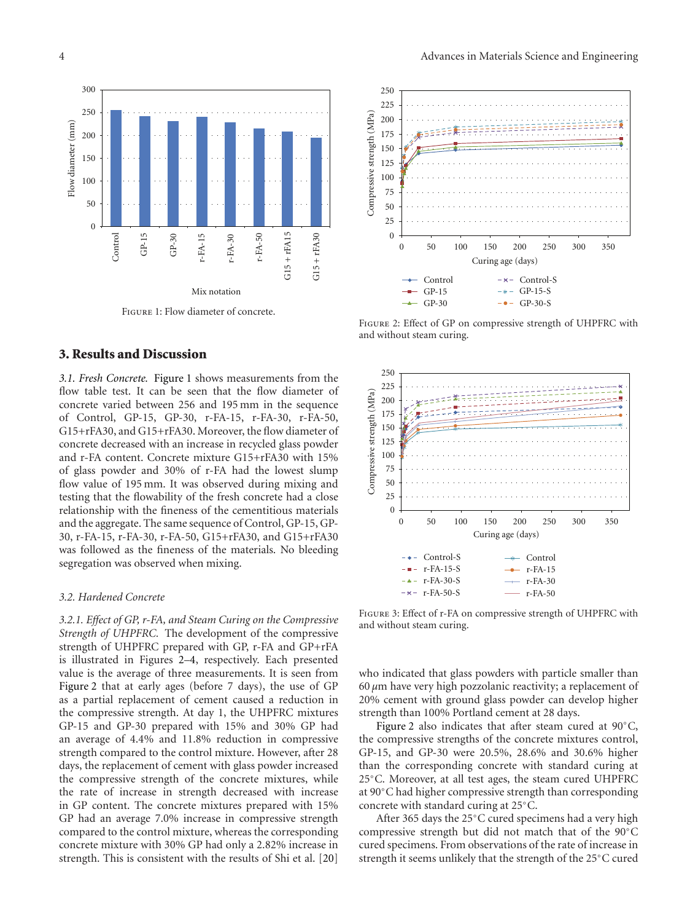Figure 1: Flow diameter of concrete.

Figure 2: Effect of GP on compressive strength of UHPFRC with and without steam curing.

Figure 3: Effect of r-FA on compressive strength of UHPFRC with and without steam curing.

## 3. Results and Discussion

*3.1. Fresh Concrete.* Figure 1 shows measurements from the flow table test. It can be seen that the flow diameter of concrete varied between 256 and 195 mm in the sequence of Control, GP-15, GP-30, r-FA-15, r-FA-30, r-FA-50, G15+rFA30, and G15+rFA30. Moreover, the flow diameter of concrete decreased with an increase in recycled glass powder and r-FA content. Concrete mixture G15+rFA30 with 15% of glass powder and 30% of r-FA had the lowest slump flow value of 195 mm. It was observed during mixing and testing that the flowability of the fresh concrete had a close relationship with the fineness of the cementitious materials and the aggregate. The same sequence of Control, GP-15, GP-30, r-FA-15, r-FA-30, r-FA-50, G15+rFA30, and G15+rFA30 was followed as the fineness of the materials. No bleeding segregation was observed when mixing.

### 3.2. Hardened Concrete

*3.2.1. Effect of GP, r-FA, and Steam Curing on the Compressive Strength of UHPFRC.* The development of the compressive strength of UHPFRC prepared with GP, r-FA and GP+rFA is illustrated in Figures 2–4, respectively. Each presented value is the average of three measurements. It is seen from Figure 2 that at early ages (before 7 days), the use of GP as a partial replacement of cement caused a reduction in the compressive strength. At day 1, the UHPFRC mixtures GP-15 and GP-30 prepared with 15% and 30% GP had an average of 4.4% and 11.8% reduction in compressive strength compared to the control mixture. However, after 28 days, the replacement of cement with glass powder increased the compressive strength of the concrete mixtures, while the rate of increase in strength decreased with increase in GP content. The concrete mixtures prepared with 15% GP had an average 7.0% increase in compressive strength compared to the control mixture, whereas the corresponding concrete mixture with 30% GP had only a 2.82% increase in strength. This is consistent with the results of Shi et al. [20] who indicated that glass powders with particle smaller than 60 $\mu$m have very high pozzolanic reactivity; a replacement of 20% cement with ground glass powder can develop higher strength than 100% Portland cement at 28 days.

Figure 2 also indicates that after steam cured at 90°C, the compressive strengths of the concrete mixtures control, GP-15, and GP-30 were 20.5%, 28.6% and 30.6% higher than the corresponding concrete with standard curing at 25°C. Moreover, at all test ages, the steam cured UHPFRC at 90°C had higher compressive strength than corresponding concrete with standard curing at 25°C.

After 365 days the 25°C cured specimens had a very high compressive strength but did not match that of the 90°C cured specimens. From observations of the rate of increase in strength it seems unlikely that the strength of the 25°C cured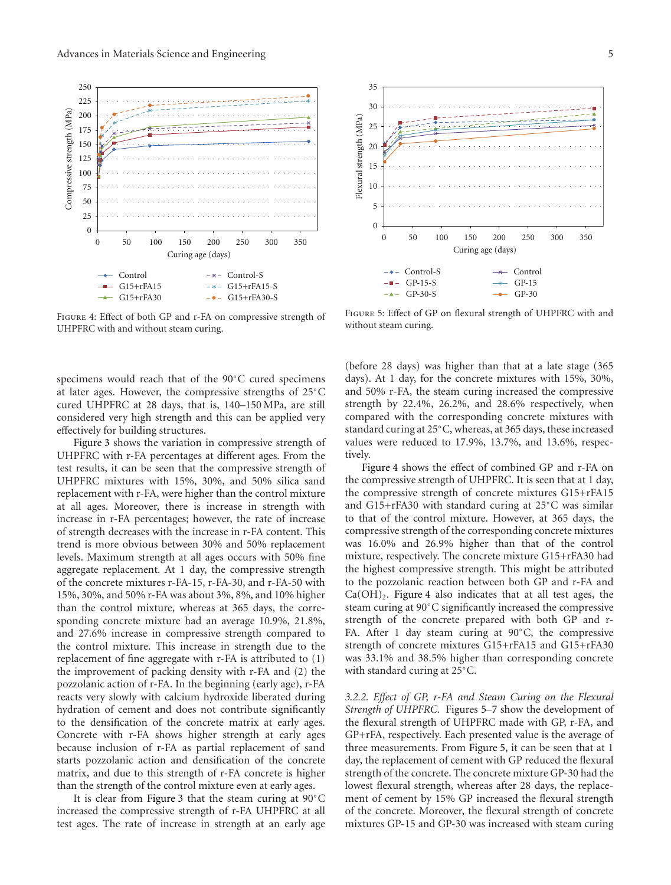Figure 4: Effect of both GP and r-FA on compressive strength of UHPFRC with and without steam curing.

Figure 5: Effect of GP on flexural strength of UHPFRC with and without steam curing.

specimens would reach that of the 90°C cured specimens at later ages. However, the compressive strengths of 25°C cured UHPFRC at 28 days, that is, 140–150 MPa, are still considered very high strength and this can be applied very effectively for building structures.

Figure 3 shows the variation in compressive strength of UHPFRC with r-FA percentages at different ages. From the test results, it can be seen that the compressive strength of UHPFRC mixtures with 15%, 30%, and 50% silica sand replacement with r-FA, were higher than the control mixture at all ages. Moreover, there is increase in strength with increase in r-FA percentages; however, the rate of increase of strength decreases with the increase in r-FA content. This trend is more obvious between 30% and 50% replacement levels. Maximum strength at all ages occurs with 50% fine aggregate replacement. At 1 day, the compressive strength of the concrete mixtures r-FA-15, r-FA-30, and r-FA-50 with 15%, 30%, and 50% r-FA was about 3%, 8%, and 10% higher than the control mixture, whereas at 365 days, the corresponding concrete mixture had an average 10.9%, 21.8%, and 27.6% increase in compressive strength compared to the control mixture. This increase in strength due to the replacement of fine aggregate with r-FA is attributed to (1) the improvement of packing density with r-FA and (2) the pozzolanic action of r-FA. In the beginning (early age), r-FA reacts very slowly with calcium hydroxide liberated during hydration of cement and does not contribute significantly to the densification of the concrete matrix at early ages. Concrete with r-FA shows higher strength at early ages because inclusion of r-FA as partial replacement of sand starts pozzolanic action and densification of the concrete matrix, and due to this strength of r-FA concrete is higher than the strength of the control mixture even at early ages.

It is clear from Figure 3 that the steam curing at 90°C increased the compressive strength of r-FA UHPFRC at all test ages. The rate of increase in strength at an early age (before 28 days) was higher than that at a late stage (365 days). At 1 day, for the concrete mixtures with 15%, 30%, and 50% r-FA, the steam curing increased the compressive strength by 22.4%, 26.2%, and 28.6% respectively, when compared with the corresponding concrete mixtures with standard curing at 25°C, whereas, at 365 days, these increased values were reduced to 17.9%, 13.7%, and 13.6%, respectively.

Figure 4 shows the effect of combined GP and r-FA on the compressive strength of UHPFRC. It is seen that at 1 day, the compressive strength of concrete mixtures G15+rFA15 and G15+rFA30 with standard curing at 25°C was similar to that of the control mixture. However, at 365 days, the compressive strength of the corresponding concrete mixtures was 16.0% and 26.9% higher than that of the control mixture, respectively. The concrete mixture G15+rFA30 had the highest compressive strength. This might be attributed to the pozzolanic reaction between both GP and r-FA and $Ca(OH)_2$. Figure 4 also indicates that at all test ages, the steam curing at 90°C significantly increased the compressive strength of the concrete prepared with both GP and r-FA. After 1 day steam curing at 90°C, the compressive strength of concrete mixtures G15+rFA15 and G15+rFA30 was 33.1% and 38.5% higher than corresponding concrete with standard curing at 25°C.

*3.2.2. Effect of GP, r-FA and Steam Curing on the Flexural Strength of UHPFRC.* Figures 5–7 show the development of the flexural strength of UHPFRC made with GP, r-FA, and GP+rFA, respectively. Each presented value is the average of three measurements. From Figure 5, it can be seen that at 1 day, the replacement of cement with GP reduced the flexural strength of the concrete. The concrete mixture GP-30 had the lowest flexural strength, whereas after 28 days, the replacement of cement by 15% GP increased the flexural strength of the concrete. Moreover, the flexural strength of concrete mixtures GP-15 and GP-30 was increased with steam curing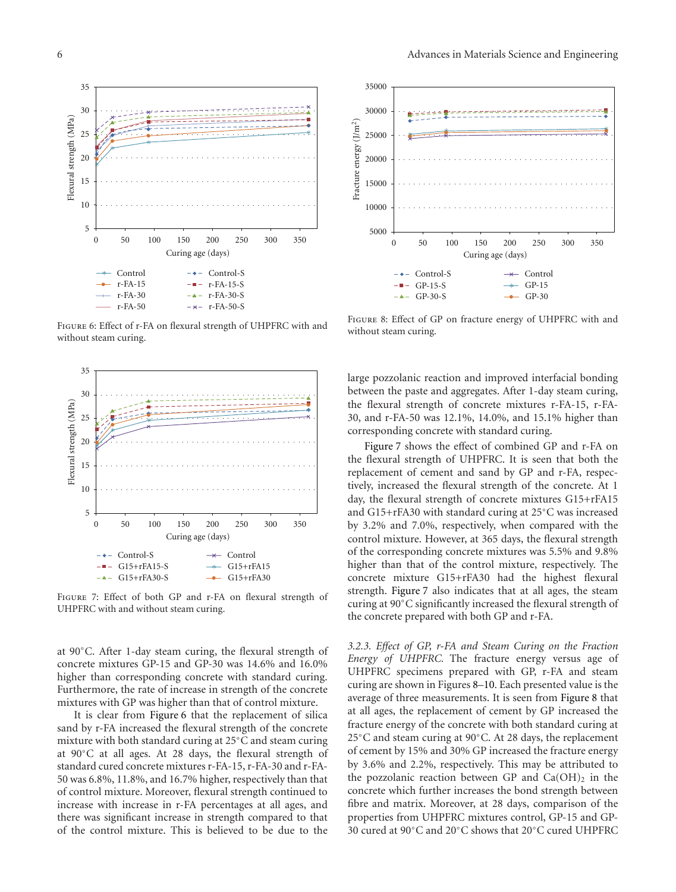Figure 6: Effect of r-FA on flexural strength of UHPFRC with and without steam curing.

Figure 7: Effect of both GP and r-FA on flexural strength of UHPFRC with and without steam curing.

at 90°C. After 1-day steam curing, the flexural strength of concrete mixtures GP-15 and GP-30 was 14.6% and 16.0% higher than corresponding concrete with standard curing. Furthermore, the rate of increase in strength of the concrete mixtures with GP was higher than that of control mixture.

It is clear from Figure 6 that the replacement of silica sand by r-FA increased the flexural strength of the concrete mixture with both standard curing at 25°C and steam curing at 90°C at all ages. At 28 days, the flexural strength of standard cured concrete mixtures r-FA-15, r-FA-30 and r-FA-50 was 6.8%, 11.8%, and 16.7% higher, respectively than that of control mixture. Moreover, flexural strength continued to increase with increase in r-FA percentages at all ages, and there was significant increase in strength compared to that of the control mixture. This is believed to be due to the large pozzolanic reaction and improved interfacial bonding between the paste and aggregates. After 1-day steam curing, the flexural strength of concrete mixtures r-FA-15, r-FA-30, and r-FA-50 was 12.1%, 14.0%, and 15.1% higher than corresponding concrete with standard curing.

Figure 7 shows the effect of combined GP and r-FA on the flexural strength of UHPFRC. It is seen that both the replacement of cement and sand by GP and r-FA, respectively, increased the flexural strength of the concrete. At 1 day, the flexural strength of concrete mixtures G15+rFA15 and G15+rFA30 with standard curing at 25°C was increased by 3.2% and 7.0%, respectively, when compared with the control mixture. However, at 365 days, the flexural strength of the corresponding concrete mixtures was 5.5% and 9.8% higher than that of the control mixture, respectively. The concrete mixture G15+rFA30 had the highest flexural strength. Figure 7 also indicates that at all ages, the steam curing at 90°C significantly increased the flexural strength of the concrete prepared with both GP and r-FA.

Figure 8: Effect of GP on fracture energy of UHPFRC with and without steam curing.

*3.2.3. Effect of GP, r-FA and Steam Curing on the Fraction Energy of UHPFRC.* The fracture energy versus age of UHPFRC specimens prepared with GP, r-FA and steam curing are shown in Figures 8–10. Each presented value is the average of three measurements. It is seen from Figure 8 that at all ages, the replacement of cement by GP increased the fracture energy of the concrete with both standard curing at 25°C and steam curing at 90°C. At 28 days, the replacement of cement by 15% and 30% GP increased the fracture energy by 3.6% and 2.2%, respectively. This may be attributed to the pozzolanic reaction between GP and $Ca(OH)_2$ in the concrete which further increases the bond strength between fibre and matrix. Moreover, at 28 days, comparison of the properties from UHPFRC mixtures control, GP-15 and GP-30 cured at 90°C and 20°C shows that 20°C cured UHPFRC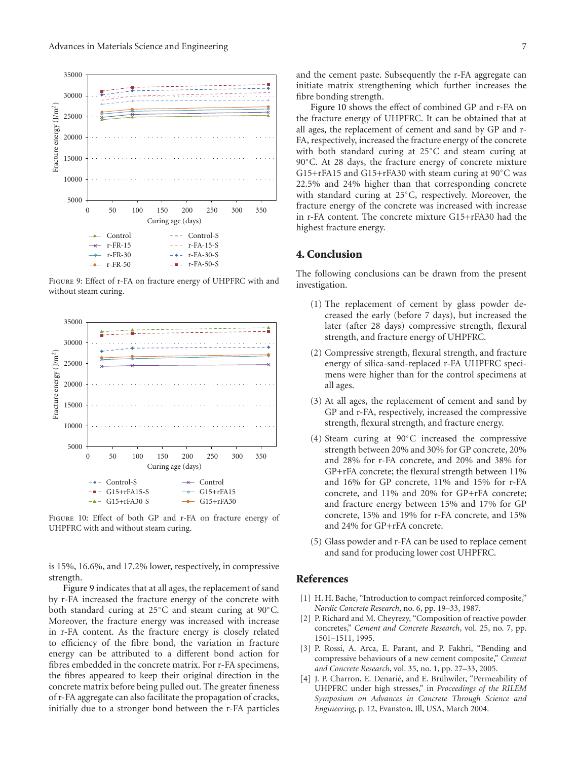Figure 9: Effect of r-FA on fracture energy of UHPFRC with and without steam curing.

Figure 10: Effect of both GP and r-FA on fracture energy of UHPFRC with and without steam curing.

is 15%, 16.6%, and 17.2% lower, respectively, in compressive strength.

Figure 9 indicates that at all ages, the replacement of sand by r-FA increased the fracture energy of the concrete with both standard curing at 25°C and steam curing at 90°C. Moreover, the fracture energy was increased with increase in r-FA content. As the fracture energy is closely related to efficiency of the fibre bond, the variation in fracture energy can be attributed to a different bond action for fibres embedded in the concrete matrix. For r-FA specimens, the fibres appeared to keep their original direction in the concrete matrix before being pulled out. The greater fineness of r-FA aggregate can also facilitate the propagation of cracks, initially due to a stronger bond between the r-FA particles and the cement paste. Subsequently the r-FA aggregate can initiate matrix strengthening which further increases the fibre bonding strength.

Figure 10 shows the effect of combined GP and r-FA on the fracture energy of UHPFRC. It can be obtained that at all ages, the replacement of cement and sand by GP and r-FA, respectively, increased the fracture energy of the concrete with both standard curing at 25°C and steam curing at 90°C. At 28 days, the fracture energy of concrete mixture G15+rFA15 and G15+rFA30 with steam curing at 90°C was 22.5% and 24% higher than that corresponding concrete with standard curing at 25°C, respectively. Moreover, the fracture energy of the concrete was increased with increase in r-FA content. The concrete mixture G15+rFA30 had the highest fracture energy.

## 4. Conclusion

The following conclusions can be drawn from the present investigation.

(1) The replacement of cement by glass powder decreased the early (before 7 days), but increased the later (after 28 days) compressive strength, flexural strength, and fracture energy of UHPFRC.

(2) Compressive strength, flexural strength, and fracture energy of silica-sand-replaced r-FA UHPFRC specimens were higher than for the control specimens at all ages.

(3) At all ages, the replacement of cement and sand by GP and r-FA, respectively, increased the compressive strength, flexural strength, and fracture energy.

(4) Steam curing at 90°C increased the compressive strength between 20% and 30% for GP concrete, 20% and 28% for r-FA concrete, and 20% and 38% for GP+rFA concrete; the flexural strength between 11% and 16% for GP concrete, 11% and 15% for r-FA concrete, and 11% and 20% for GP+rFA concrete; and fracture energy between 15% and 17% for GP concrete, 15% and 19% for r-FA concrete, and 15% and 24% for GP+rFA concrete.

(5) Glass powder and r-FA can be used to replace cement and sand for producing lower cost UHPFRC.

## References

[1] H. H. Bache, "Introduction to compact reinforced composite," *Nordic Concrete Research*, no. 6, pp. 19–33, 1987.

[2] P. Richard and M. Cheyrezy, "Composition of reactive powder concretes," *Cement and Concrete Research*, vol. 25, no. 7, pp. 1501–1511, 1995.

[3] P. Rossi, A. Arca, E. Parant, and P. Fakhri, "Bending and compressive behaviours of a new cement composite," *Cement and Concrete Research*, vol. 35, no. 1, pp. 27–33, 2005.

[4] J. P. Charron, E. Denarié, and E. Brühwiler, "Permeability of UHPFRC under high stresses," in *Proceedings of the RILEM Symposium on Advances in Concrete Through Science and Engineering*, p. 12, Evanston, Ill, USA, March 2004.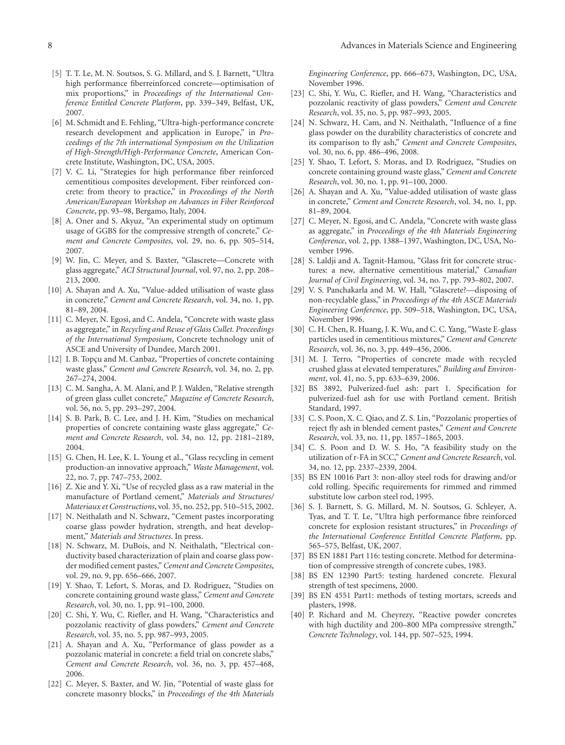[5] T. T. Le, M. N. Soutsos, S. G. Millard, and S. J. Barnett, "Ultra high performance fiberreinforced concrete—optimisation of mix proportions," in *Proceedings of the International Conference Entitled Concrete Platform*, pp. 339–349, Belfast, UK, 2007.

[6] M. Schmidt and E. Fehling, "Ultra-high-performance concrete research development and application in Europe," in *Proceedings of the 7th international Symposium on the Utilization of High-Strength/High-Performance Concrete*, American Concrete Institute, Washington, DC, USA, 2005.

[7] V. C. Li, "Strategies for high performance fiber reinforced cementitious composites development. Fiber reinforced concrete: from theory to practice," in *Proceedings of the North American/European Workshop on Advances in Fiber Reinforced Concrete*, pp. 93–98, Bergamo, Italy, 2004.

[8] A. Oner and S. Akyuz, "An experimental study on optimum usage of GGBS for the compressive strength of concrete," *Cement and Concrete Composites*, vol. 29, no. 6, pp. 505–514, 2007.

[9] W. Jin, C. Meyer, and S. Baxter, "Glascrete—Concrete with glass aggregate," *ACI Structural Journal*, vol. 97, no. 2, pp. 208–213, 2000.

[10] A. Shayan and A. Xu, "Value-added utilisation of waste glass in concrete," *Cement and Concrete Research*, vol. 34, no. 1, pp. 81–89, 2004.

[11] C. Meyer, N. Egosi, and C. Andela, "Concrete with waste glass as aggregate," in *Recycling and Reuse of Glass Cullet. Proceedings of the International Symposium*, Concrete technology unit of ASCE and University of Dundee, March 2001.

[12] I. B. Topçu and M. Canbaz, "Properties of concrete containing waste glass," *Cement and Concrete Research*, vol. 34, no. 2, pp. 267–274, 2004.

[13] C. M. Sangha, A. M. Alani, and P. J. Walden, "Relative strength of green glass cullet concrete," *Magazine of Concrete Research*, vol. 56, no. 5, pp. 293–297, 2004.

[14] S. B. Park, B. C. Lee, and J. H. Kim, "Studies on mechanical properties of concrete containing waste glass aggregate," *Cement and Concrete Research*, vol. 34, no. 12, pp. 2181–2189, 2004.

[15] G. Chen, H. Lee, K. L. Young et al., "Glass recycling in cement production-an innovative approach," *Waste Management*, vol. 22, no. 7, pp. 747–753, 2002.

[16] Z. Xie and Y. Xi, "Use of recycled glass as a raw material in the manufacture of Portland cement," *Materials and Structures/Materiaux et Constructions*, vol. 35, no. 252, pp. 510–515, 2002.

[17] N. Neithalath and N. Schwarz, "Cement pastes incorporating coarse glass powder hydration, strength, and heat development," *Materials and Structures*. In press.

[18] N. Schwarz, M. DuBois, and N. Neithalath, "Electrical conductivity based characterization of plain and coarse glass powder modified cement pastes," *Cement and Concrete Composites*, vol. 29, no. 9, pp. 656–666, 2007.

[19] Y. Shao, T. Lefort, S. Moras, and D. Rodriguez, "Studies on concrete containing ground waste glass," *Cement and Concrete Research*, vol. 30, no. 1, pp. 91–100, 2000.

[20] C. Shi, Y. Wu, C. Riefler, and H. Wang, "Characteristics and pozzolanic reactivity of glass powders," *Cement and Concrete Research*, vol. 35, no. 5, pp. 987–993, 2005.

[21] A. Shayan and A. Xu, "Performance of glass powder as a pozzolanic material in concrete: a field trial on concrete slabs," *Cement and Concrete Research*, vol. 36, no. 3, pp. 457–468, 2006.

[22] C. Meyer, S. Baxter, and W. Jin, "Potential of waste glass for concrete masonry blocks," in *Proceedings of the 4th Materials Engineering Conference*, pp. 666–673, Washington, DC, USA, November 1996.

[23] C. Shi, Y. Wu, C. Riefler, and H. Wang, "Characteristics and pozzolanic reactivity of glass powders," *Cement and Concrete Research*, vol. 35, no. 5, pp. 987–993, 2005.

[24] N. Schwarz, H. Cam, and N. Neithalath, "Influence of a fine glass powder on the durability characteristics of concrete and its comparison to fly ash," *Cement and Concrete Composites*, vol. 30, no. 6, pp. 486–496, 2008.

[25] Y. Shao, T. Lefort, S. Moras, and D. Rodriguez, "Studies on concrete containing ground waste glass," *Cement and Concrete Research*, vol. 30, no. 1, pp. 91–100, 2000.

[26] A. Shayan and A. Xu, "Value-added utilisation of waste glass in concrete," *Cement and Concrete Research*, vol. 34, no. 1, pp. 81–89, 2004.

[27] C. Meyer, N. Egosi, and C. Andela, "Concrete with waste glass as aggregate," in *Proceedings of the 4th Materials Engineering Conference*, vol. 2, pp. 1388–1397, Washington, DC, USA, November 1996.

[28] S. Laldji and A. Tagnit-Hamou, "Glass frit for concrete structures: a new, alternative cementitious material," *Canadian Journal of Civil Engineering*, vol. 34, no. 7, pp. 793–802, 2007.

[29] V. S. Panchakarla and M. W. Hall, "Glascrete?—disposing of non-recyclable glass," in *Proceedings of the 4th ASCE Materials Engineering Conference*, pp. 509–518, Washington, DC, USA, November 1996.

[30] C. H. Chen, R. Huang, J. K. Wu, and C. C. Yang, "Waste E-glass particles used in cementitious mixtures," *Cement and Concrete Research*, vol. 36, no. 3, pp. 449–456, 2006.

[31] M. J. Terro, "Properties of concrete made with recycled crushed glass at elevated temperatures," *Building and Environment*, vol. 41, no. 5, pp. 633–639, 2006.

[32] BS 3892, Pulverized-fuel ash: part 1. Specification for pulverized-fuel ash for use with Portland cement. British Standard, 1997.

[33] C. S. Poon, X. C. Qiao, and Z. S. Lin, "Pozzolanic properties of reject fly ash in blended cement pastes," *Cement and Concrete Research*, vol. 33, no. 11, pp. 1857–1865, 2003.

[34] C. S. Poon and D. W. S. Ho, "A feasibility study on the utilization of r-FA in SCC," *Cement and Concrete Research*, vol. 34, no. 12, pp. 2337–2339, 2004.

[35] BS EN 10016 Part 3: non-alloy steel rods for drawing and/or cold rolling. Specific requirements for rimmed and rimmed substitute low carbon steel rod, 1995.

[36] S. J. Barnett, S. G. Millard, M. N. Soutsos, G. Schleyer, A. Tyas, and T. T. Le, "Ultra high performance fibre reinforced concrete for explosion resistant structures," in *Proceedings of the International Conference Entitled Concrete Platform*, pp. 565–575, Belfast, UK, 2007.

[37] BS EN 1881 Part 116: testing concrete. Method for determination of compressive strength of concrete cubes, 1983.

[38] BS EN 12390 Part5: testing hardened concrete. Flexural strength of test specimens, 2000.

[39] BS EN 4551 Part1: methods of testing mortars, screeds and plasters, 1998.

[40] P. Richard and M. Cheyrezy, "Reactive powder concretes with high ductility and 200–800 MPa compressive strength," *Concrete Technology*, vol. 144, pp. 507–525, 1994.